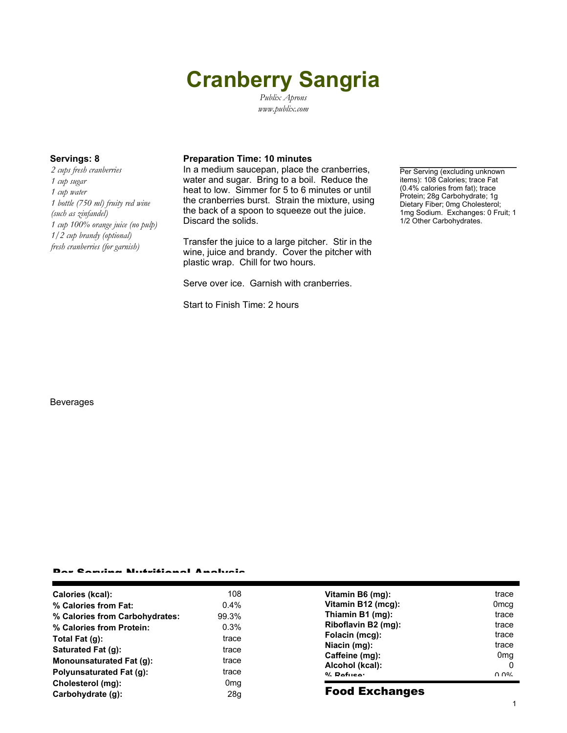// Cranberry Sangria

*Publix Aprons*
*www.publix.com*

**Servings: 8**

*2 cups fresh cranberries*
*1 cup sugar*
*1 cup water*
*1 bottle (750 ml) fruity red wine (such as zinfandel)*
*1 cup 100% orange juice (no pulp)*
*1/2 cup brandy (optional)*
*fresh cranberries (for garnish)*

**Preparation Time: 10 minutes**

In a medium saucepan, place the cranberries, water and sugar. Bring to a boil. Reduce the heat to low. Simmer for 5 to 6 minutes or until the cranberries burst. Strain the mixture, using the back of a spoon to squeeze out the juice. Discard the solids.

Transfer the juice to a large pitcher. Stir in the wine, juice and brandy. Cover the pitcher with plastic wrap. Chill for two hours.

Serve over ice. Garnish with cranberries.

Start to Finish Time: 2 hours

Per Serving (excluding unknown items): 108 Calories; trace Fat (0.4% calories from fat); trace Protein; 28g Carbohydrate; 1g Dietary Fiber; 0mg Cholesterol; 1mg Sodium. Exchanges: 0 Fruit; 1 1/2 Other Carbohydrates.

Beverages

## Per Serving Nutritional Analysis

| | | | |
|---|---|---|---|
| **Calories (kcal):** | 108 | **Vitamin B6 (mg):** | trace |
| **% Calories from Fat:** | 0.4% | **Vitamin B12 (mcg):** | 0mcg |
| **% Calories from Carbohydrates:** | 99.3% | **Thiamin B1 (mg):** | trace |
| **% Calories from Protein:** | 0.3% | **Riboflavin B2 (mg):** | trace |
| **Total Fat (g):** | trace | **Folacin (mcg):** | trace |
| **Saturated Fat (g):** | trace | **Niacin (mg):** | trace |
| **Monounsaturated Fat (g):** | trace | **Caffeine (mg):** | 0mg |
| **Polyunsaturated Fat (g):** | trace | **Alcohol (kcal):** | 0 |
| **Cholesterol (mg):** | 0mg | **% Refuse:** | 0.0% |
| **Carbohydrate (g):** | 28g | | |

## Food Exchanges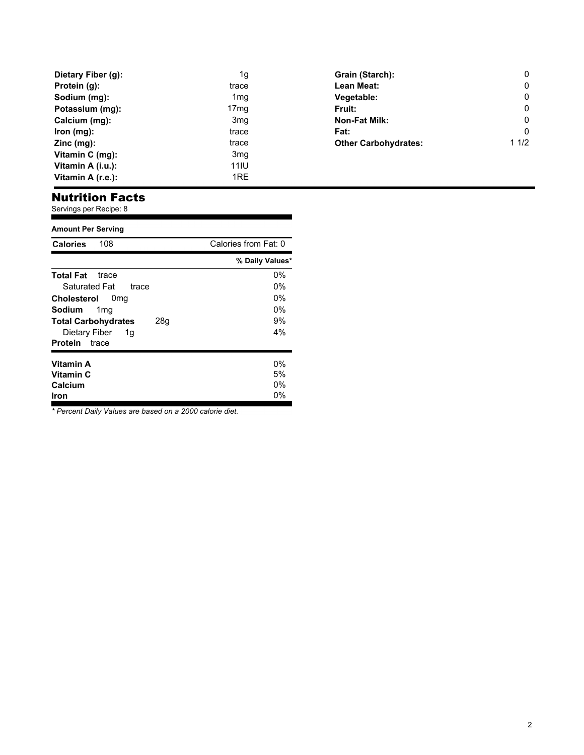| | | | |
|---|---|---|---|
| **Dietary Fiber (g):** | 1g | **Grain (Starch):** | 0 |
| **Protein (g):** | trace | **Lean Meat:** | 0 |
| **Sodium (mg):** | 1mg | **Vegetable:** | 0 |
| **Potassium (mg):** | 17mg | **Fruit:** | 0 |
| **Calcium (mg):** | 3mg | **Non-Fat Milk:** | 0 |
| **Iron (mg):** | trace | **Fat:** | 0 |
| **Zinc (mg):** | trace | **Other Carbohydrates:** | 1 1/2 |
| **Vitamin C (mg):** | 3mg | | |
| **Vitamin A (i.u.):** | 11IU | | |
| **Vitamin A (r.e.):** | 1RE | | |

## Nutrition Facts

Servings per Recipe: 8

**Amount Per Serving**

| | |
|---|---|
| **Calories** 108 | Calories from Fat: 0 |
| | **% Daily Values*** |
| **Total Fat** trace | 0% |
| Saturated Fat trace | 0% |
| **Cholesterol** 0mg | 0% |
| **Sodium** 1mg | 0% |
| **Total Carbohydrates** 28g | 9% |
| Dietary Fiber 1g | 4% |
| **Protein** trace | |
| **Vitamin A** | 0% |
| **Vitamin C** | 5% |
| **Calcium** | 0% |
| **Iron** | 0% |

*\* Percent Daily Values are based on a 2000 calorie diet.*